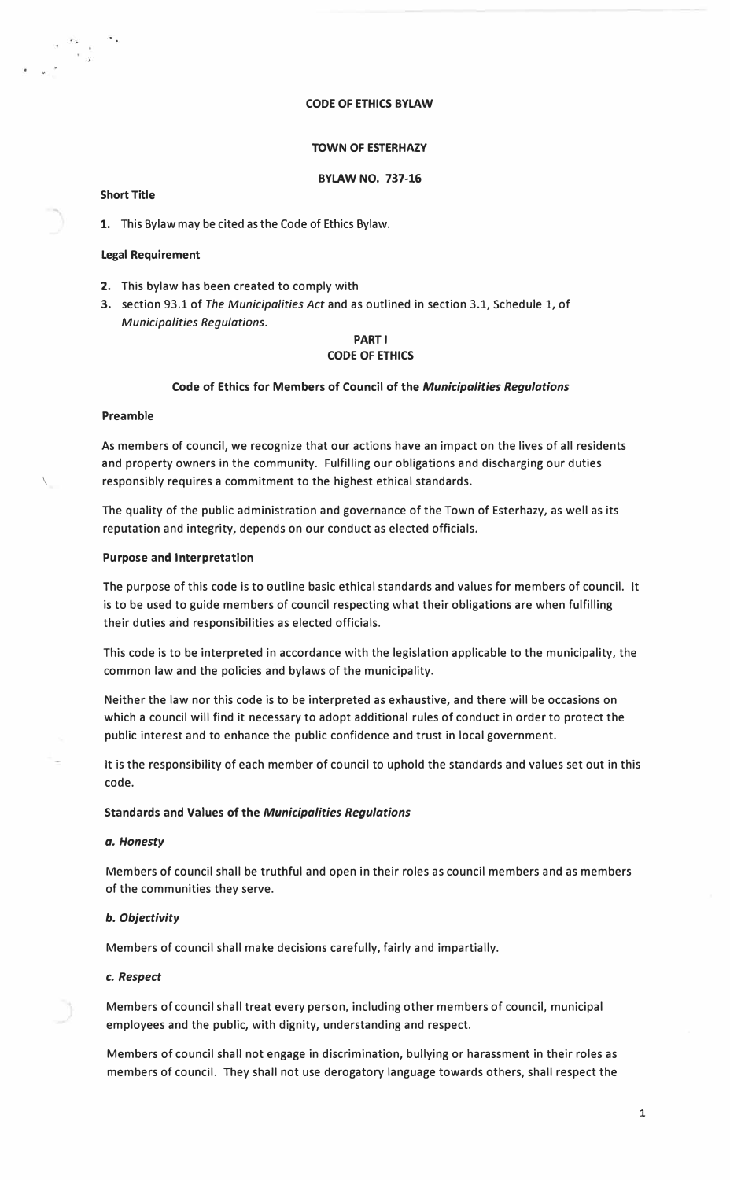**CODE OF ETHICS BYLAW**

**TOWN OF ESTERHAZY**

**BYLAW NO. 737-16**

**Short Title**

1. This Bylaw may be cited as the Code of Ethics Bylaw.

**Legal Requirement**

2. This bylaw has been created to comply with
3. section 93.1 of *The Municipalities Act* and as outlined in section 3.1, Schedule 1, of *Municipalities Regulations*.

**PART I**
**CODE OF ETHICS**

**Code of Ethics for Members of Council of the *Municipalities Regulations***

**Preamble**

As members of council, we recognize that our actions have an impact on the lives of all residents and property owners in the community. Fulfilling our obligations and discharging our duties responsibly requires a commitment to the highest ethical standards.

The quality of the public administration and governance of the Town of Esterhazy, as well as its reputation and integrity, depends on our conduct as elected officials.

**Purpose and Interpretation**

The purpose of this code is to outline basic ethical standards and values for members of council. It is to be used to guide members of council respecting what their obligations are when fulfilling their duties and responsibilities as elected officials.

This code is to be interpreted in accordance with the legislation applicable to the municipality, the common law and the policies and bylaws of the municipality.

Neither the law nor this code is to be interpreted as exhaustive, and there will be occasions on which a council will find it necessary to adopt additional rules of conduct in order to protect the public interest and to enhance the public confidence and trust in local government.

It is the responsibility of each member of council to uphold the standards and values set out in this code.

**Standards and Values of the *Municipalities Regulations***

***a. Honesty***

Members of council shall be truthful and open in their roles as council members and as members of the communities they serve.

***b. Objectivity***

Members of council shall make decisions carefully, fairly and impartially.

***c. Respect***

Members of council shall treat every person, including other members of council, municipal employees and the public, with dignity, understanding and respect.

Members of council shall not engage in discrimination, bullying or harassment in their roles as members of council. They shall not use derogatory language towards others, shall respect the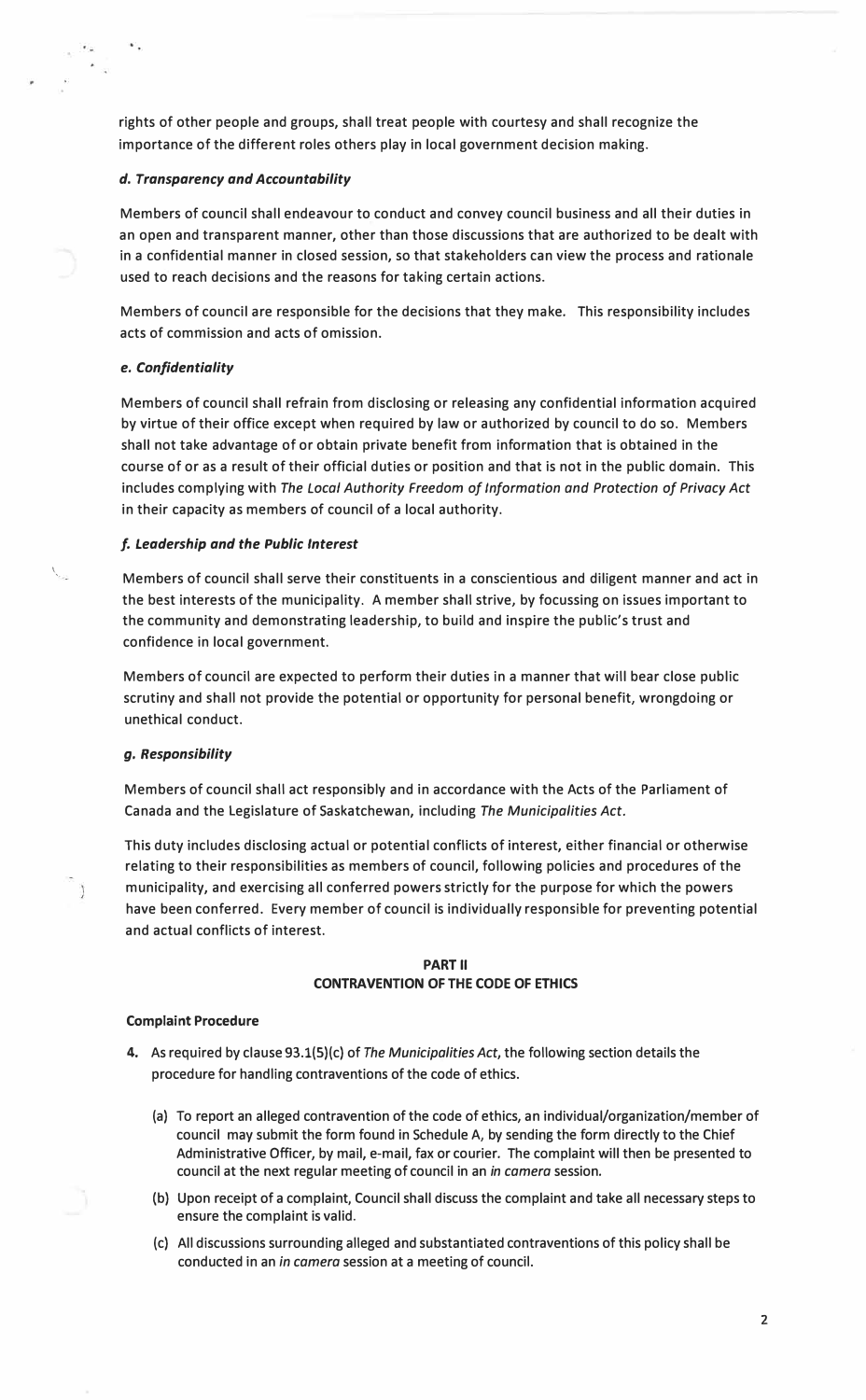rights of other people and groups, shall treat people with courtesy and shall recognize the importance of the different roles others play in local government decision making.

### *d. Transparency and Accountability*

Members of council shall endeavour to conduct and convey council business and all their duties in an open and transparent manner, other than those discussions that are authorized to be dealt with in a confidential manner in closed session, so that stakeholders can view the process and rationale used to reach decisions and the reasons for taking certain actions.

Members of council are responsible for the decisions that they make. This responsibility includes acts of commission and acts of omission.

### *e. Confidentiality*

Members of council shall refrain from disclosing or releasing any confidential information acquired by virtue of their office except when required by law or authorized by council to do so. Members shall not take advantage of or obtain private benefit from information that is obtained in the course of or as a result of their official duties or position and that is not in the public domain. This includes complying with *The Local Authority Freedom of Information and Protection of Privacy Act* in their capacity as members of council of a local authority.

### *f. Leadership and the Public Interest*

Members of council shall serve their constituents in a conscientious and diligent manner and act in the best interests of the municipality. A member shall strive, by focussing on issues important to the community and demonstrating leadership, to build and inspire the public's trust and confidence in local government.

Members of council are expected to perform their duties in a manner that will bear close public scrutiny and shall not provide the potential or opportunity for personal benefit, wrongdoing or unethical conduct.

### *g. Responsibility*

Members of council shall act responsibly and in accordance with the Acts of the Parliament of Canada and the Legislature of Saskatchewan, including *The Municipalities Act*.

This duty includes disclosing actual or potential conflicts of interest, either financial or otherwise relating to their responsibilities as members of council, following policies and procedures of the municipality, and exercising all conferred powers strictly for the purpose for which the powers have been conferred. Every member of council is individually responsible for preventing potential and actual conflicts of interest.

## PART II
## CONTRAVENTION OF THE CODE OF ETHICS

**Complaint Procedure**

**4.** As required by clause 93.1(5)(c) of *The Municipalities Act*, the following section details the procedure for handling contraventions of the code of ethics.

   (a) To report an alleged contravention of the code of ethics, an individual/organization/member of council may submit the form found in Schedule A, by sending the form directly to the Chief Administrative Officer, by mail, e-mail, fax or courier. The complaint will then be presented to council at the next regular meeting of council in an *in camera* session.

   (b) Upon receipt of a complaint, Council shall discuss the complaint and take all necessary steps to ensure the complaint is valid.

   (c) All discussions surrounding alleged and substantiated contraventions of this policy shall be conducted in an *in camera* session at a meeting of council.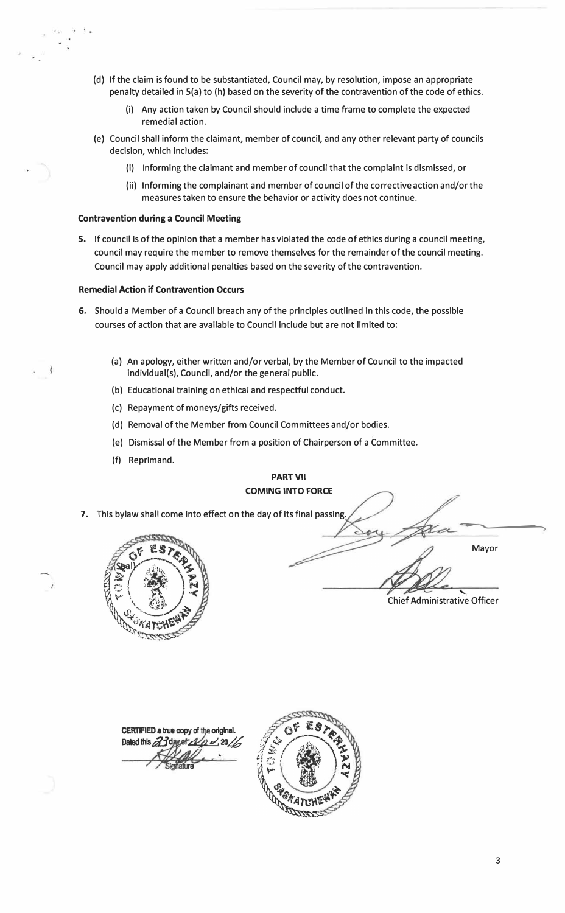(d) If the claim is found to be substantiated, Council may, by resolution, impose an appropriate penalty detailed in 5(a) to (h) based on the severity of the contravention of the code of ethics.

  (i) Any action taken by Council should include a time frame to complete the expected remedial action.

(e) Council shall inform the claimant, member of council, and any other relevant party of councils decision, which includes:

  (i) Informing the claimant and member of council that the complaint is dismissed, or

  (ii) Informing the complainant and member of council of the corrective action and/or the measures taken to ensure the behavior or activity does not continue.

**Contravention during a Council Meeting**

**5.** If council is of the opinion that a member has violated the code of ethics during a council meeting, council may require the member to remove themselves for the remainder of the council meeting. Council may apply additional penalties based on the severity of the contravention.

**Remedial Action if Contravention Occurs**

**6.** Should a Member of a Council breach any of the principles outlined in this code, the possible courses of action that are available to Council include but are not limited to:

  (a) An apology, either written and/or verbal, by the Member of Council to the impacted individual(s), Council, and/or the general public.

  (b) Educational training on ethical and respectful conduct.

  (c) Repayment of moneys/gifts received.

  (d) Removal of the Member from Council Committees and/or bodies.

  (e) Dismissal of the Member from a position of Chairperson of a Committee.

  (f) Reprimand.

**PART VII**
**COMING INTO FORCE**

**7.** This bylaw shall come into effect on the day of its final passing.

Mayor

Chief Administrative Officer

(Seal) TOWN OF ESTERHAZY SASKATCHEWAN

CERTIFIED a true copy of the original.
Dated this 23 day of ____ 20 16

Signature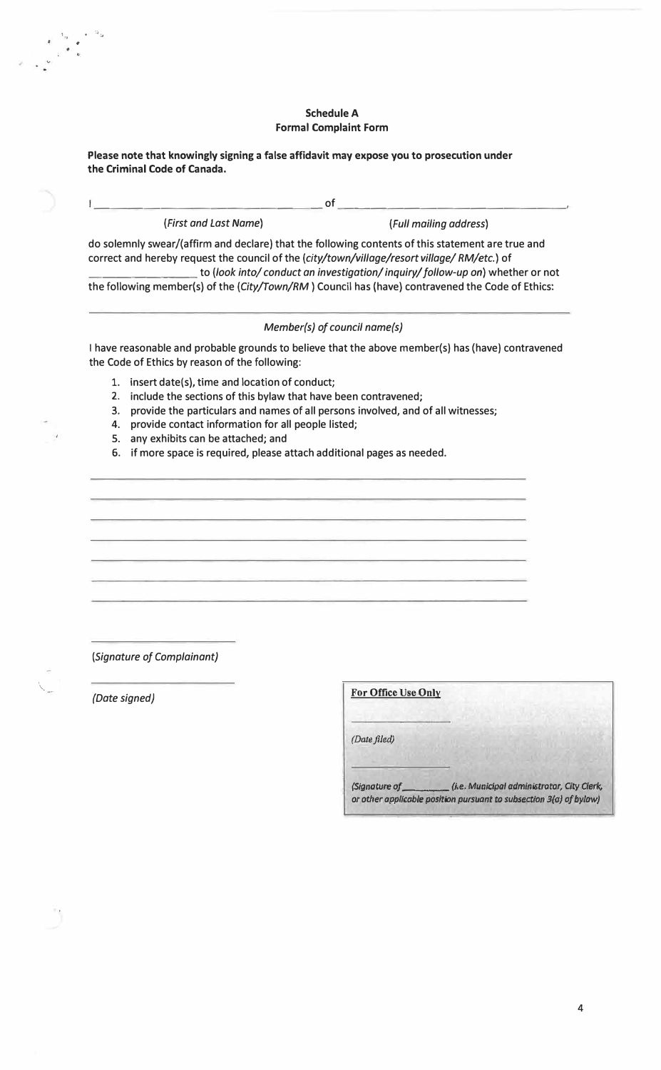**Schedule A**
**Formal Complaint Form**

**Please note that knowingly signing a false affidavit may expose you to prosecution under the Criminal Code of Canada.**

I ______________________________ of ______________________________,

(*First and Last Name*) (*Full mailing address*)

do solemnly swear/(affirm and declare) that the following contents of this statement are true and correct and hereby request the council of the (*city/town/village/resort village/ RM/etc.*) of ________________ to (*look into/ conduct an investigation/ inquiry/ follow-up on*) whether or not the following member(s) of the (*City/Town/RM* ) Council has (have) contravened the Code of Ethics:

______________________________________________________________

*Member(s) of council name(s)*

I have reasonable and probable grounds to believe that the above member(s) has (have) contravened the Code of Ethics by reason of the following:

1. insert date(s), time and location of conduct;
2. include the sections of this bylaw that have been contravened;
3. provide the particulars and names of all persons involved, and of all witnesses;
4. provide contact information for all people listed;
5. any exhibits can be attached; and
6. if more space is required, please attach additional pages as needed.

______________________________________________________________

______________________________________________________________

______________________________________________________________

______________________________________________________________

______________________________________________________________

______________________________________________________________

______________________________________________________________

______________________

(*Signature of Complainant*)

______________________

(*Date signed*)

**For Office Use Only**

______________________

(*Date filed*)

______________________

(*Signature of* ________ (*i.e. Municipal administrator, City Clerk, or other applicable position pursuant to subsection 3(a) of bylaw*)